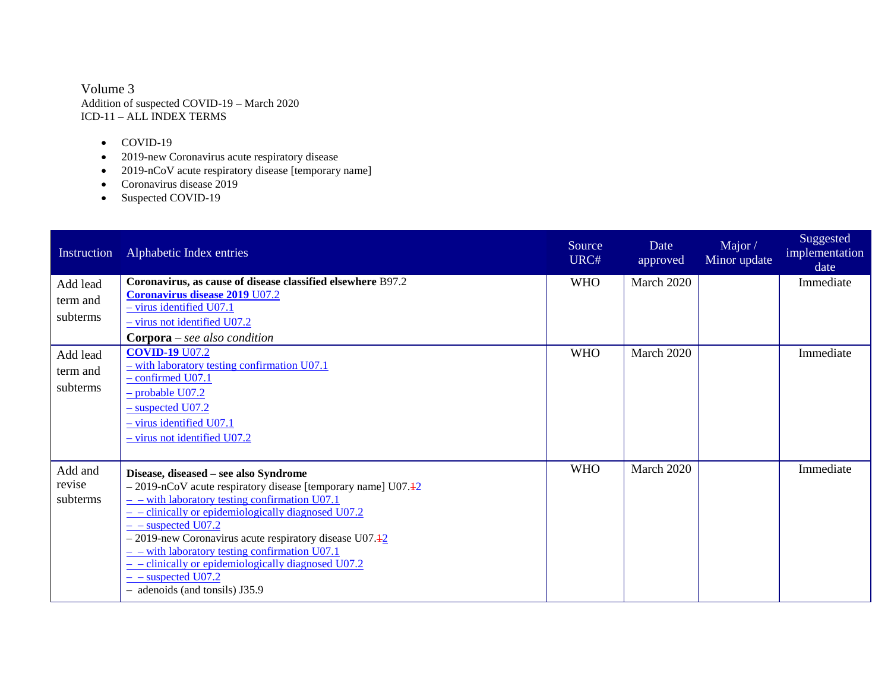Volume 3
Addition of suspected COVID-19 – March 2020
ICD-11 – ALL INDEX TERMS

- COVID-19
- 2019-new Coronavirus acute respiratory disease
- 2019-nCoV acute respiratory disease [temporary name]
- Coronavirus disease 2019
- Suspected COVID-19

| Instruction | Alphabetic Index entries | Source URC# | Date approved | Major / Minor update | Suggested implementation date |
|---|---|---|---|---|---|
| Add lead term and subterms | **Coronavirus, as cause of disease classified elsewhere** B97.2<br>**Coronavirus disease 2019** U07.2<br>– virus identified U07.1<br>– virus not identified U07.2<br>**Corpora** – *see also condition* | WHO | March 2020 | | Immediate |
| Add lead term and subterms | **COVID-19** U07.2<br>– with laboratory testing confirmation U07.1<br>– confirmed U07.1<br>– probable U07.2<br>– suspected U07.2<br>– virus identified U07.1<br>– virus not identified U07.2 | WHO | March 2020 | | Immediate |
| Add and revise subterms | **Disease, diseased – see also Syndrome**<br>– 2019-nCoV acute respiratory disease [temporary name] U07.~~1~~2<br>– – with laboratory testing confirmation U07.1<br>– – clinically or epidemiologically diagnosed U07.2<br>– – suspected U07.2<br>– 2019-new Coronavirus acute respiratory disease U07.~~1~~2<br>– – with laboratory testing confirmation U07.1<br>– – clinically or epidemiologically diagnosed U07.2<br>– – suspected U07.2<br>– adenoids (and tonsils) J35.9 | WHO | March 2020 | | Immediate |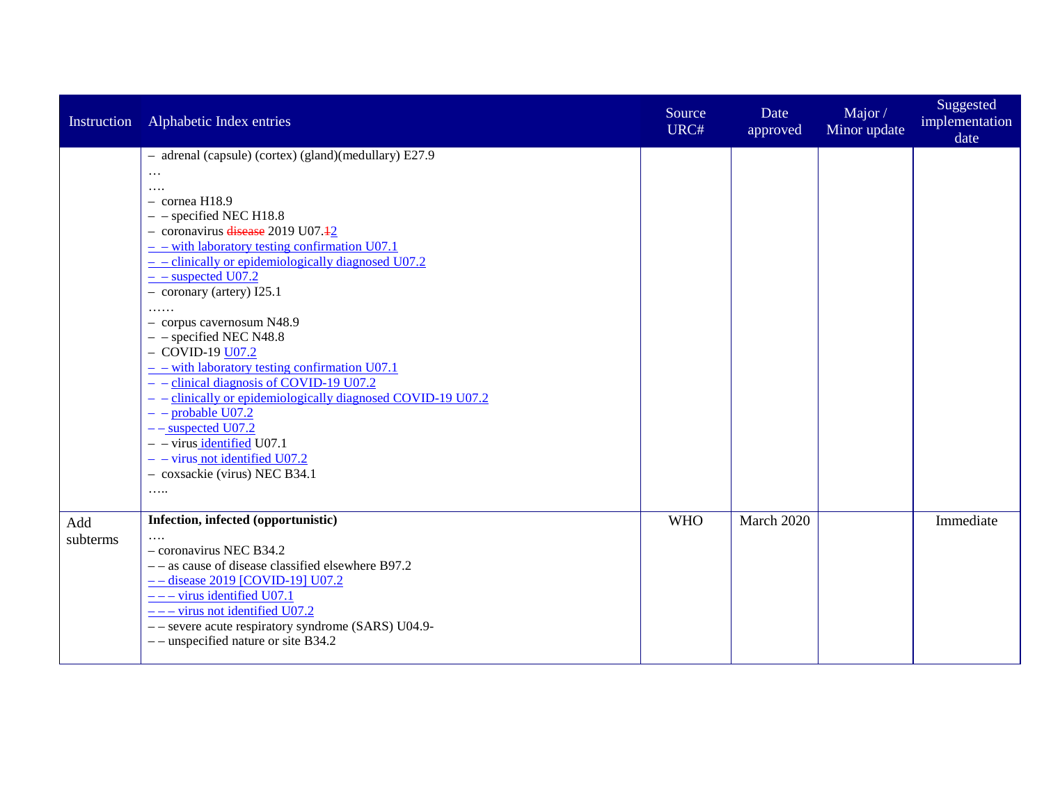| Instruction | Alphabetic Index entries | Source URC# | Date approved | Major / Minor update | Suggested implementation date |
|---|---|---|---|---|---|
| | – adrenal (capsule) (cortex) (gland)(medullary) E27.9<br>…<br>….<br>– cornea H18.9<br>– – specified NEC H18.8<br>– coronavirus ~~disease~~ 2019 U07.~~1~~2<br>– – with laboratory testing confirmation U07.1<br>– – clinically or epidemiologically diagnosed U07.2<br>– – suspected U07.2<br>– coronary (artery) I25.1<br>……<br>– corpus cavernosum N48.9<br>– – specified NEC N48.8<br>– COVID-19 U07.2<br>– – with laboratory testing confirmation U07.1<br>– – clinical diagnosis of COVID-19 U07.2<br>– – clinically or epidemiologically diagnosed COVID-19 U07.2<br>– – probable U07.2<br>– – suspected U07.2<br>– – virus identified U07.1<br>– – virus not identified U07.2<br>– coxsackie (virus) NEC B34.1<br>….. | | | | |
| Add subterms | **Infection, infected (opportunistic)**<br>….<br>– coronavirus NEC B34.2<br>– – as cause of disease classified elsewhere B97.2<br>– – disease 2019 [COVID-19] U07.2<br>– – – virus identified U07.1<br>– – – virus not identified U07.2<br>– – severe acute respiratory syndrome (SARS) U04.9-<br>– – unspecified nature or site B34.2 | WHO | March 2020 | | Immediate |